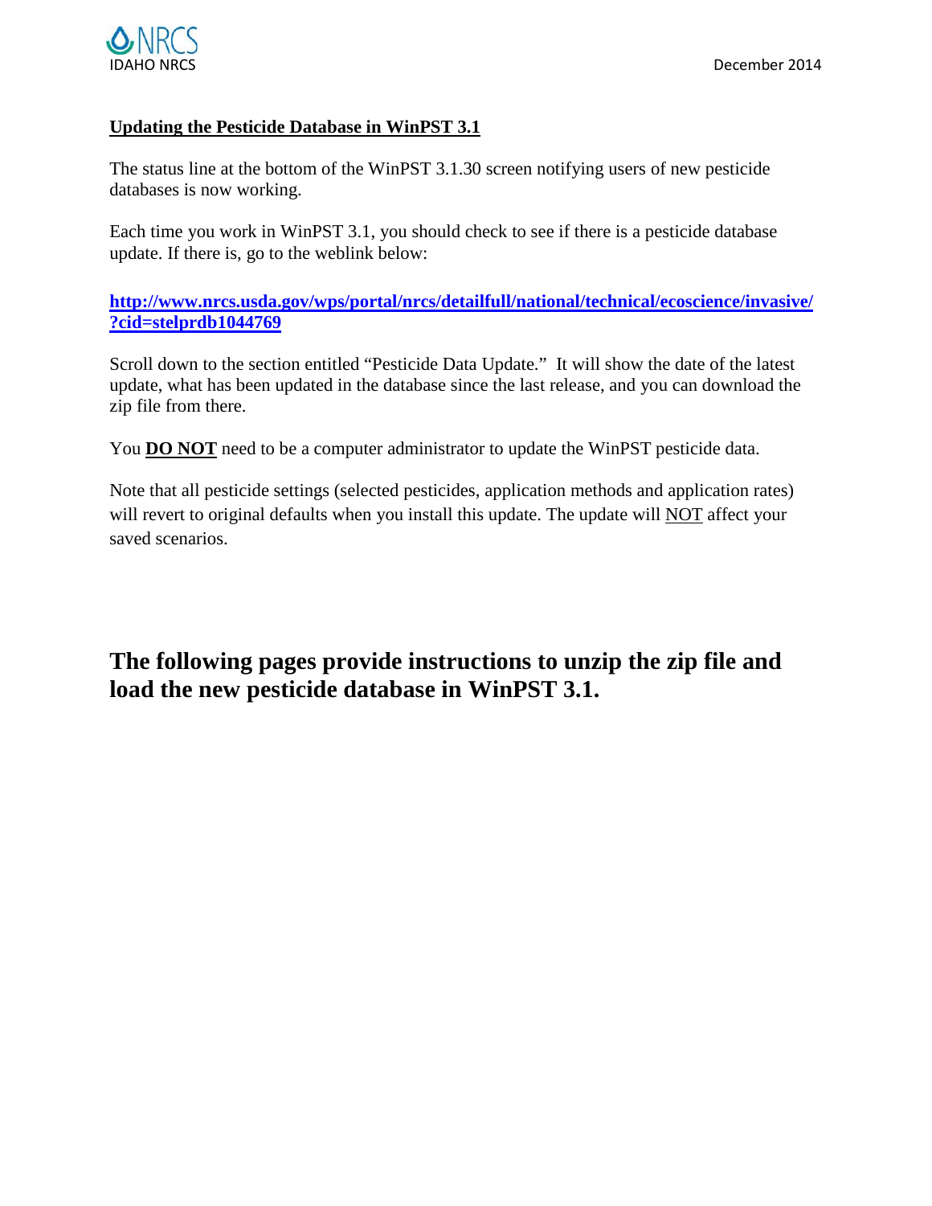**IDAHO NRCS**

December 2014

## Updating the Pesticide Database in WinPST 3.1

The status line at the bottom of the WinPST 3.1.30 screen notifying users of new pesticide databases is now working.

Each time you work in WinPST 3.1, you should check to see if there is a pesticide database update. If there is, go to the weblink below:

**http://www.nrcs.usda.gov/wps/portal/nrcs/detailfull/national/technical/ecoscience/invasive/?cid=stelprdb1044769**

Scroll down to the section entitled "Pesticide Data Update." It will show the date of the latest update, what has been updated in the database since the last release, and you can download the zip file from there.

You **DO NOT** need to be a computer administrator to update the WinPST pesticide data.

Note that all pesticide settings (selected pesticides, application methods and application rates) will revert to original defaults when you install this update. The update will NOT affect your saved scenarios.

## The following pages provide instructions to unzip the zip file and load the new pesticide database in WinPST 3.1.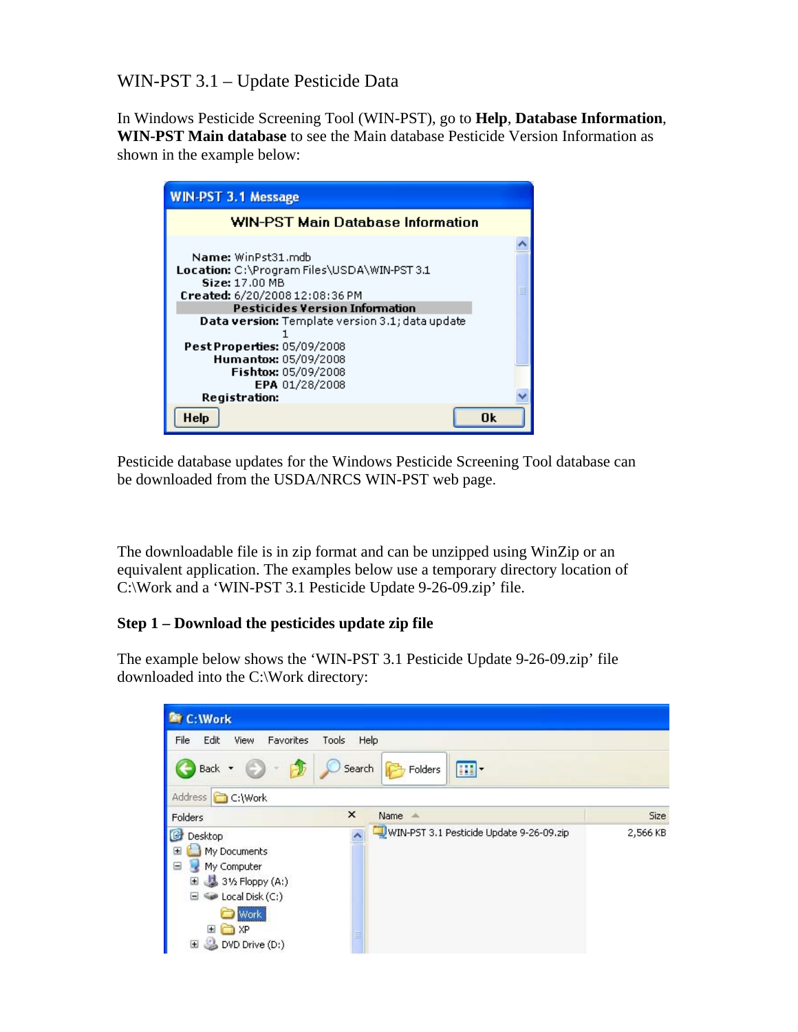WIN-PST 3.1 – Update Pesticide Data

In Windows Pesticide Screening Tool (WIN-PST), go to **Help**, **Database Information**, **WIN-PST Main database** to see the Main database Pesticide Version Information as shown in the example below:

Pesticide database updates for the Windows Pesticide Screening Tool database can be downloaded from the USDA/NRCS WIN-PST web page.

The downloadable file is in zip format and can be unzipped using WinZip or an equivalent application. The examples below use a temporary directory location of C:\Work and a 'WIN-PST 3.1 Pesticide Update 9-26-09.zip' file.

**Step 1 – Download the pesticides update zip file**

The example below shows the 'WIN-PST 3.1 Pesticide Update 9-26-09.zip' file downloaded into the C:\Work directory: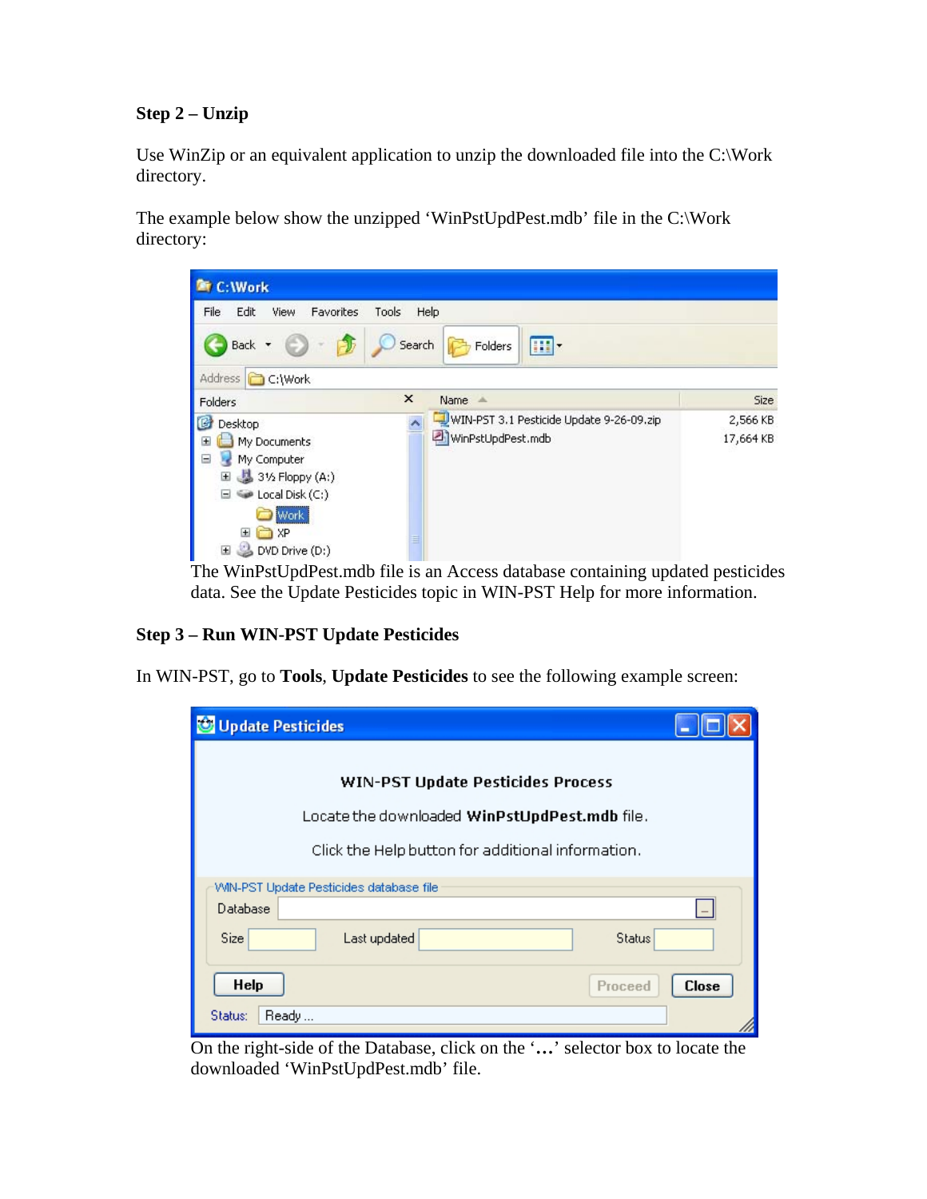**Step 2 – Unzip**

Use WinZip or an equivalent application to unzip the downloaded file into the C:\Work directory.

The example below show the unzipped 'WinPstUpdPest.mdb' file in the C:\Work directory:

The WinPstUpdPest.mdb file is an Access database containing updated pesticides data. See the Update Pesticides topic in WIN-PST Help for more information.

**Step 3 – Run WIN-PST Update Pesticides**

In WIN-PST, go to **Tools**, **Update Pesticides** to see the following example screen:

On the right-side of the Database, click on the '**…**' selector box to locate the downloaded 'WinPstUpdPest.mdb' file.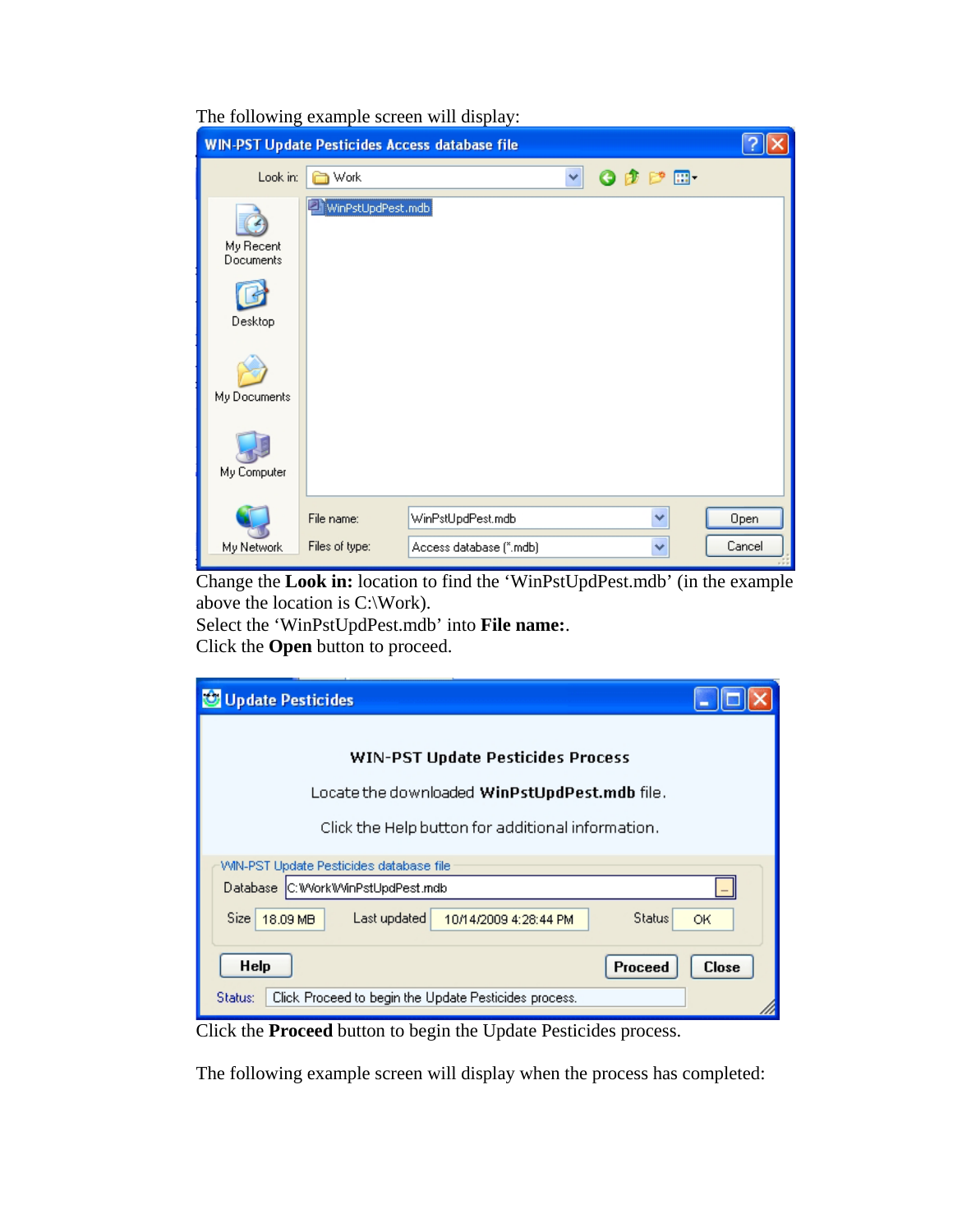The following example screen will display:

Change the **Look in:** location to find the 'WinPstUpdPest.mdb' (in the example above the location is C:\Work).
Select the 'WinPstUpdPest.mdb' into **File name:**.
Click the **Open** button to proceed.

Click the **Proceed** button to begin the Update Pesticides process.

The following example screen will display when the process has completed: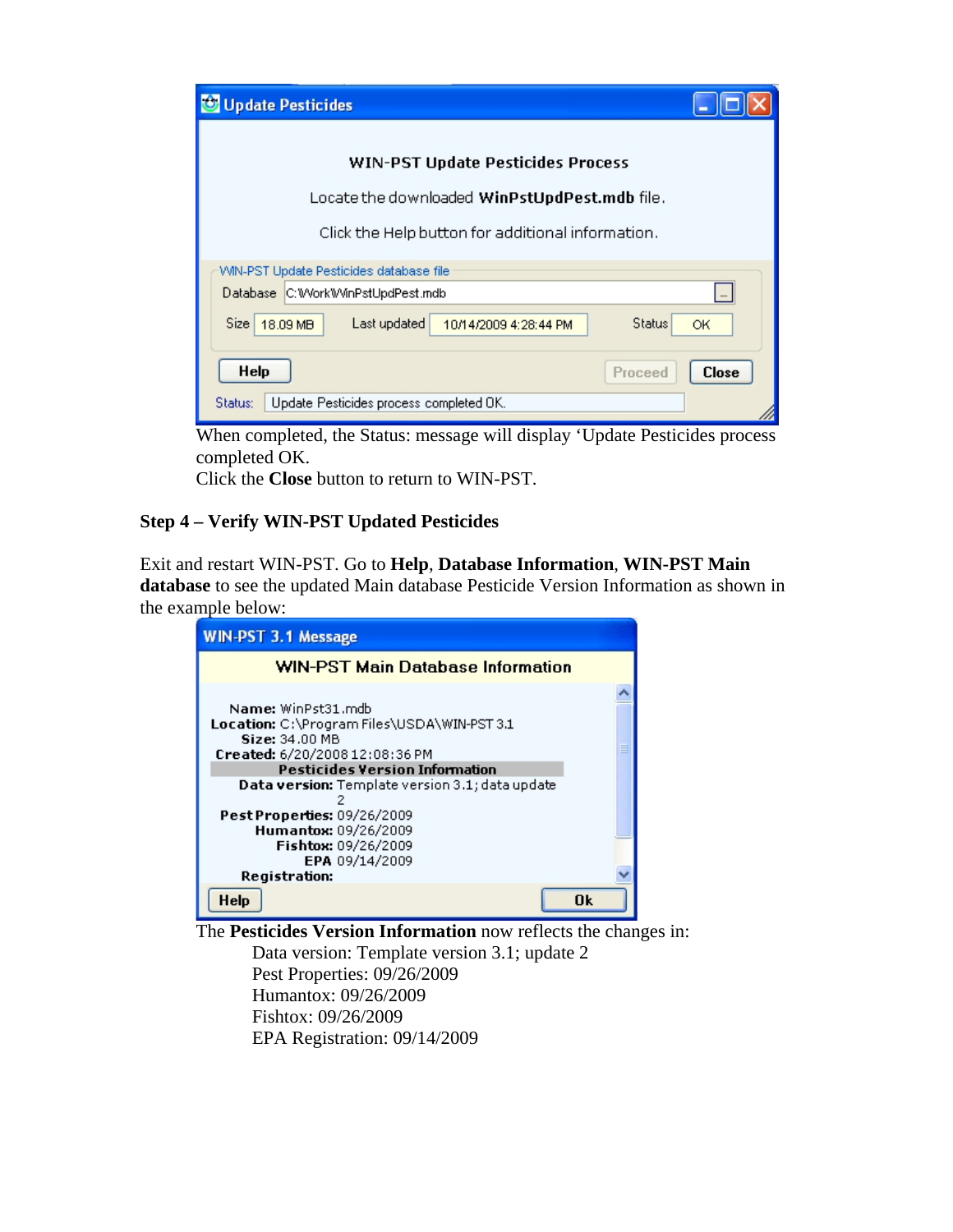When completed, the Status: message will display 'Update Pesticides process completed OK.

Click the **Close** button to return to WIN-PST.

**Step 4 – Verify WIN-PST Updated Pesticides**

Exit and restart WIN-PST. Go to **Help**, **Database Information**, **WIN-PST Main database** to see the updated Main database Pesticide Version Information as shown in the example below:

The **Pesticides Version Information** now reflects the changes in:

Data version: Template version 3.1; update 2
Pest Properties: 09/26/2009
Humantox: 09/26/2009
Fishtox: 09/26/2009
EPA Registration: 09/14/2009